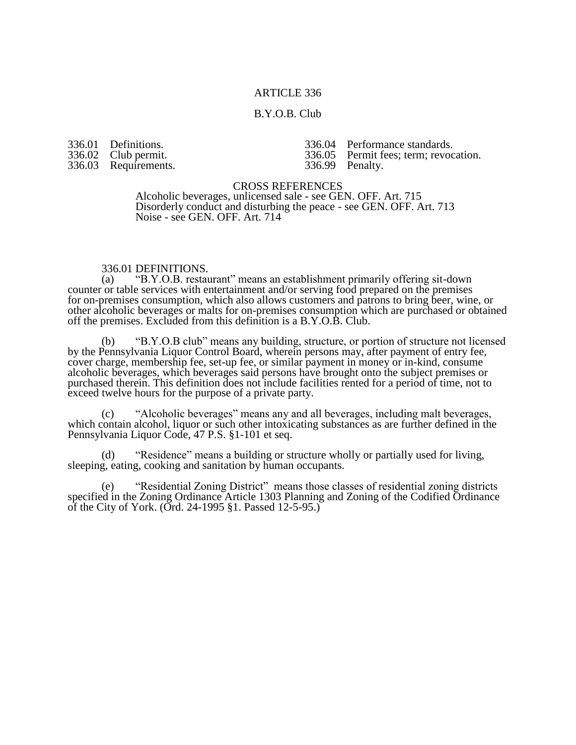# ARTICLE 336

## B.Y.O.B. Club

336.01 Definitions.
336.02 Club permit.
336.03 Requirements.
336.04 Performance standards.
336.05 Permit fees; term; revocation.
336.99 Penalty.

CROSS REFERENCES
Alcoholic beverages, unlicensed sale - see GEN. OFF. Art. 715
Disorderly conduct and disturbing the peace - see GEN. OFF. Art. 713
Noise - see GEN. OFF. Art. 714

336.01 DEFINITIONS.

(a) "B.Y.O.B. restaurant" means an establishment primarily offering sit-down counter or table services with entertainment and/or serving food prepared on the premises for on-premises consumption, which also allows customers and patrons to bring beer, wine, or other alcoholic beverages or malts for on-premises consumption which are purchased or obtained off the premises. Excluded from this definition is a B.Y.O.B. Club.

(b) "B.Y.O.B club" means any building, structure, or portion of structure not licensed by the Pennsylvania Liquor Control Board, wherein persons may, after payment of entry fee, cover charge, membership fee, set-up fee, or similar payment in money or in-kind, consume alcoholic beverages, which beverages said persons have brought onto the subject premises or purchased therein. This definition does not include facilities rented for a period of time, not to exceed twelve hours for the purpose of a private party.

(c) "Alcoholic beverages" means any and all beverages, including malt beverages, which contain alcohol, liquor or such other intoxicating substances as are further defined in the Pennsylvania Liquor Code, 47 P.S. §1-101 et seq.

(d) "Residence" means a building or structure wholly or partially used for living, sleeping, eating, cooking and sanitation by human occupants.

(e) "Residential Zoning District" means those classes of residential zoning districts specified in the Zoning Ordinance Article 1303 Planning and Zoning of the Codified Ordinance of the City of York. (Ord. 24-1995 §1. Passed 12-5-95.)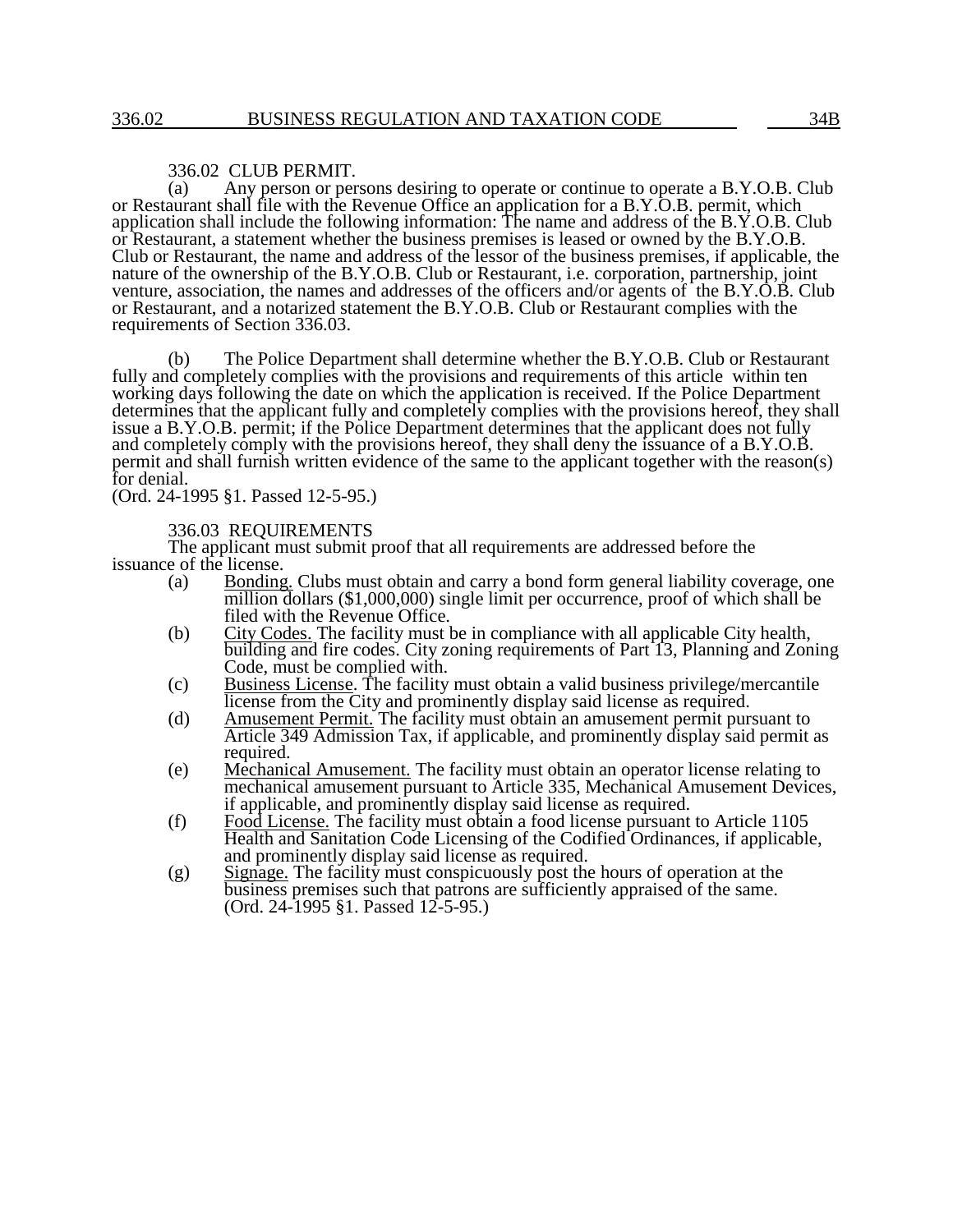336.02 CLUB PERMIT.

(a) Any person or persons desiring to operate or continue to operate a B.Y.O.B. Club or Restaurant shall file with the Revenue Office an application for a B.Y.O.B. permit, which application shall include the following information: The name and address of the B.Y.O.B. Club or Restaurant, a statement whether the business premises is leased or owned by the B.Y.O.B. Club or Restaurant, the name and address of the lessor of the business premises, if applicable, the nature of the ownership of the B.Y.O.B. Club or Restaurant, i.e. corporation, partnership, joint venture, association, the names and addresses of the officers and/or agents of the B.Y.O.B. Club or Restaurant, and a notarized statement the B.Y.O.B. Club or Restaurant complies with the requirements of Section 336.03.

(b) The Police Department shall determine whether the B.Y.O.B. Club or Restaurant fully and completely complies with the provisions and requirements of this article within ten working days following the date on which the application is received. If the Police Department determines that the applicant fully and completely complies with the provisions hereof, they shall issue a B.Y.O.B. permit; if the Police Department determines that the applicant does not fully and completely comply with the provisions hereof, they shall deny the issuance of a B.Y.O.B. permit and shall furnish written evidence of the same to the applicant together with the reason(s) for denial.
(Ord. 24-1995 §1. Passed 12-5-95.)

336.03 REQUIREMENTS

The applicant must submit proof that all requirements are addressed before the issuance of the license.

(a) Bonding. Clubs must obtain and carry a bond form general liability coverage, one million dollars ($1,000,000) single limit per occurrence, proof of which shall be filed with the Revenue Office.
(b) City Codes. The facility must be in compliance with all applicable City health, building and fire codes. City zoning requirements of Part 13, Planning and Zoning Code, must be complied with.
(c) Business License. The facility must obtain a valid business privilege/mercantile license from the City and prominently display said license as required.
(d) Amusement Permit. The facility must obtain an amusement permit pursuant to Article 349 Admission Tax, if applicable, and prominently display said permit as required.
(e) Mechanical Amusement. The facility must obtain an operator license relating to mechanical amusement pursuant to Article 335, Mechanical Amusement Devices, if applicable, and prominently display said license as required.
(f) Food License. The facility must obtain a food license pursuant to Article 1105 Health and Sanitation Code Licensing of the Codified Ordinances, if applicable, and prominently display said license as required.
(g) Signage. The facility must conspicuously post the hours of operation at the business premises such that patrons are sufficiently appraised of the same.
(Ord. 24-1995 §1. Passed 12-5-95.)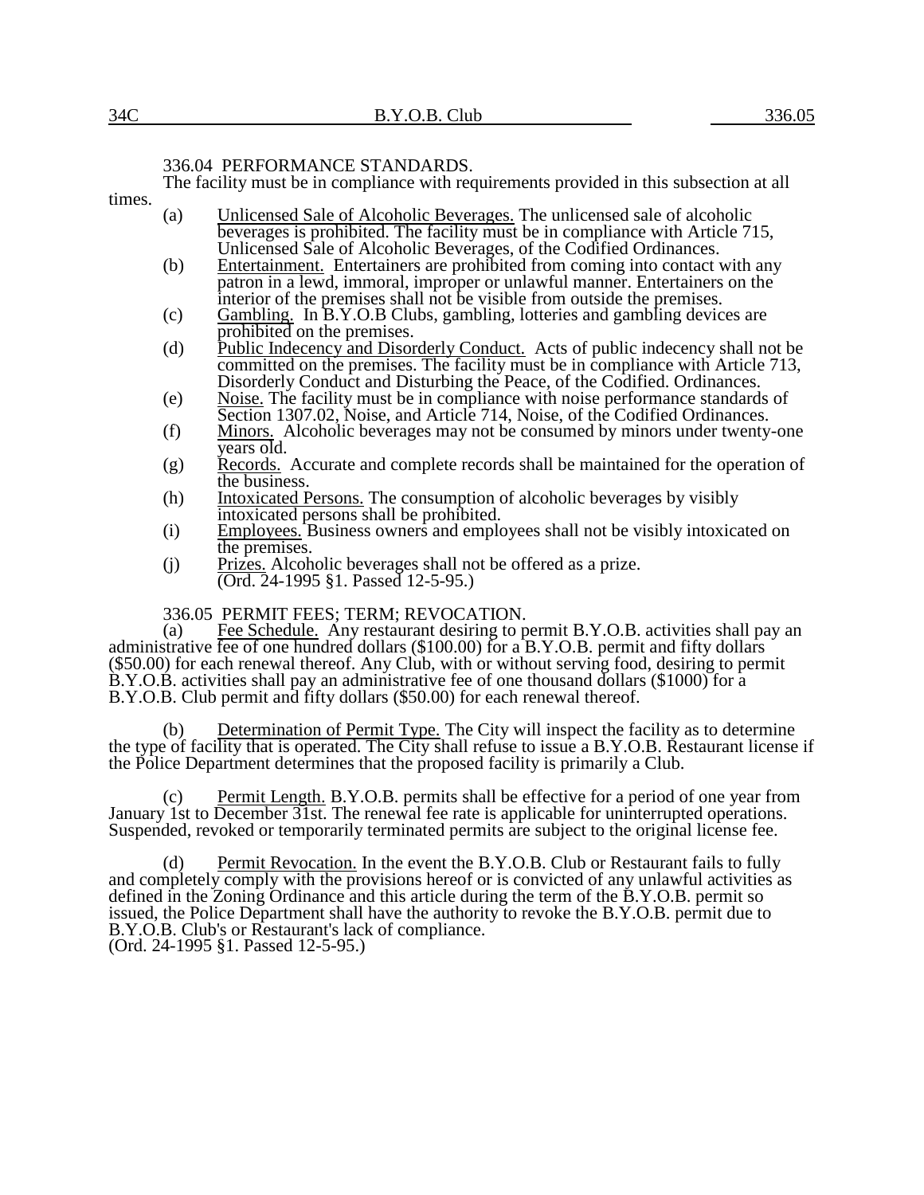### 336.04 PERFORMANCE STANDARDS.

The facility must be in compliance with requirements provided in this subsection at all times.

(a) Unlicensed Sale of Alcoholic Beverages. The unlicensed sale of alcoholic beverages is prohibited. The facility must be in compliance with Article 715, Unlicensed Sale of Alcoholic Beverages, of the Codified Ordinances.

(b) Entertainment. Entertainers are prohibited from coming into contact with any patron in a lewd, immoral, improper or unlawful manner. Entertainers on the interior of the premises shall not be visible from outside the premises.

(c) Gambling. In B.Y.O.B Clubs, gambling, lotteries and gambling devices are prohibited on the premises.

(d) Public Indecency and Disorderly Conduct. Acts of public indecency shall not be committed on the premises. The facility must be in compliance with Article 713, Disorderly Conduct and Disturbing the Peace, of the Codified. Ordinances.

(e) Noise. The facility must be in compliance with noise performance standards of Section 1307.02, Noise, and Article 714, Noise, of the Codified Ordinances.

(f) Minors. Alcoholic beverages may not be consumed by minors under twenty-one years old.

(g) Records. Accurate and complete records shall be maintained for the operation of the business.

(h) Intoxicated Persons. The consumption of alcoholic beverages by visibly intoxicated persons shall be prohibited.

(i) Employees. Business owners and employees shall not be visibly intoxicated on the premises.

(j) Prizes. Alcoholic beverages shall not be offered as a prize.
(Ord. 24-1995 §1. Passed 12-5-95.)

### 336.05 PERMIT FEES; TERM; REVOCATION.

(a) Fee Schedule. Any restaurant desiring to permit B.Y.O.B. activities shall pay an administrative fee of one hundred dollars ($100.00) for a B.Y.O.B. permit and fifty dollars ($50.00) for each renewal thereof. Any Club, with or without serving food, desiring to permit B.Y.O.B. activities shall pay an administrative fee of one thousand dollars ($1000) for a B.Y.O.B. Club permit and fifty dollars ($50.00) for each renewal thereof.

(b) Determination of Permit Type. The City will inspect the facility as to determine the type of facility that is operated. The City shall refuse to issue a B.Y.O.B. Restaurant license if the Police Department determines that the proposed facility is primarily a Club.

(c) Permit Length. B.Y.O.B. permits shall be effective for a period of one year from January 1st to December 31st. The renewal fee rate is applicable for uninterrupted operations. Suspended, revoked or temporarily terminated permits are subject to the original license fee.

(d) Permit Revocation. In the event the B.Y.O.B. Club or Restaurant fails to fully and completely comply with the provisions hereof or is convicted of any unlawful activities as defined in the Zoning Ordinance and this article during the term of the B.Y.O.B. permit so issued, the Police Department shall have the authority to revoke the B.Y.O.B. permit due to B.Y.O.B. Club's or Restaurant's lack of compliance.
(Ord. 24-1995 §1. Passed 12-5-95.)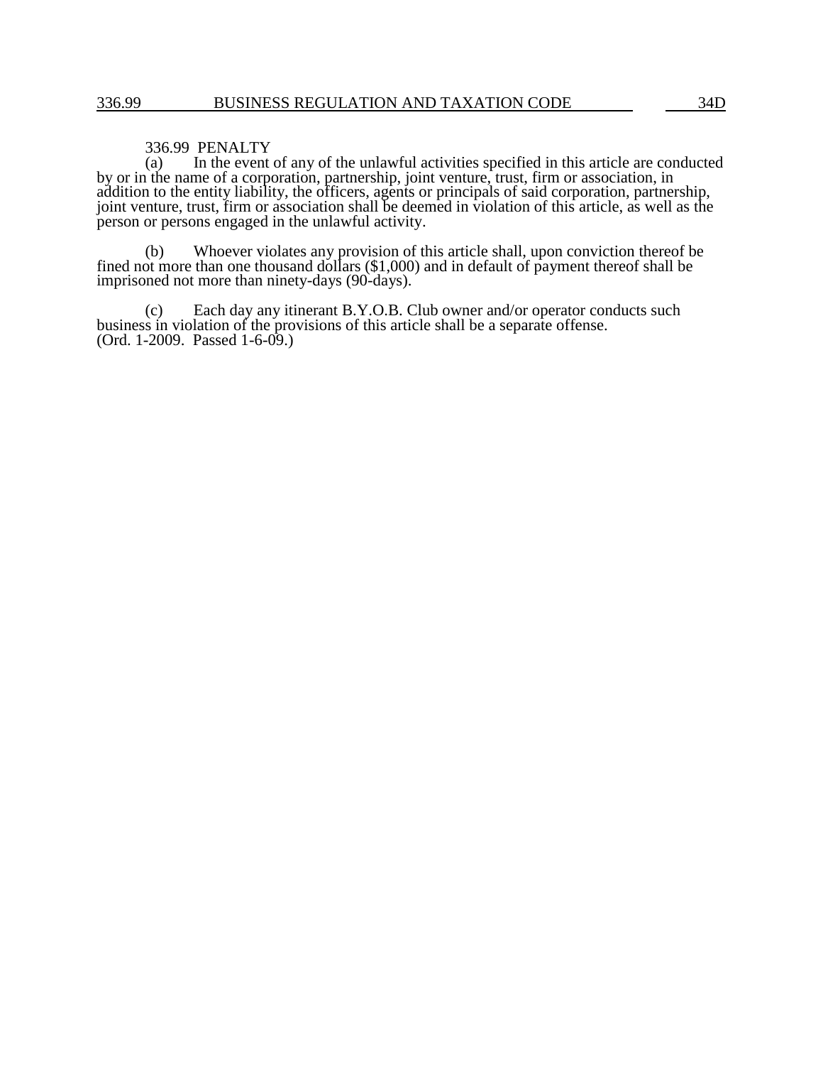### 336.99 PENALTY

(a) In the event of any of the unlawful activities specified in this article are conducted by or in the name of a corporation, partnership, joint venture, trust, firm or association, in addition to the entity liability, the officers, agents or principals of said corporation, partnership, joint venture, trust, firm or association shall be deemed in violation of this article, as well as the person or persons engaged in the unlawful activity.

(b) Whoever violates any provision of this article shall, upon conviction thereof be fined not more than one thousand dollars ($1,000) and in default of payment thereof shall be imprisoned not more than ninety-days (90-days).

(c) Each day any itinerant B.Y.O.B. Club owner and/or operator conducts such business in violation of the provisions of this article shall be a separate offense.
(Ord. 1-2009. Passed 1-6-09.)